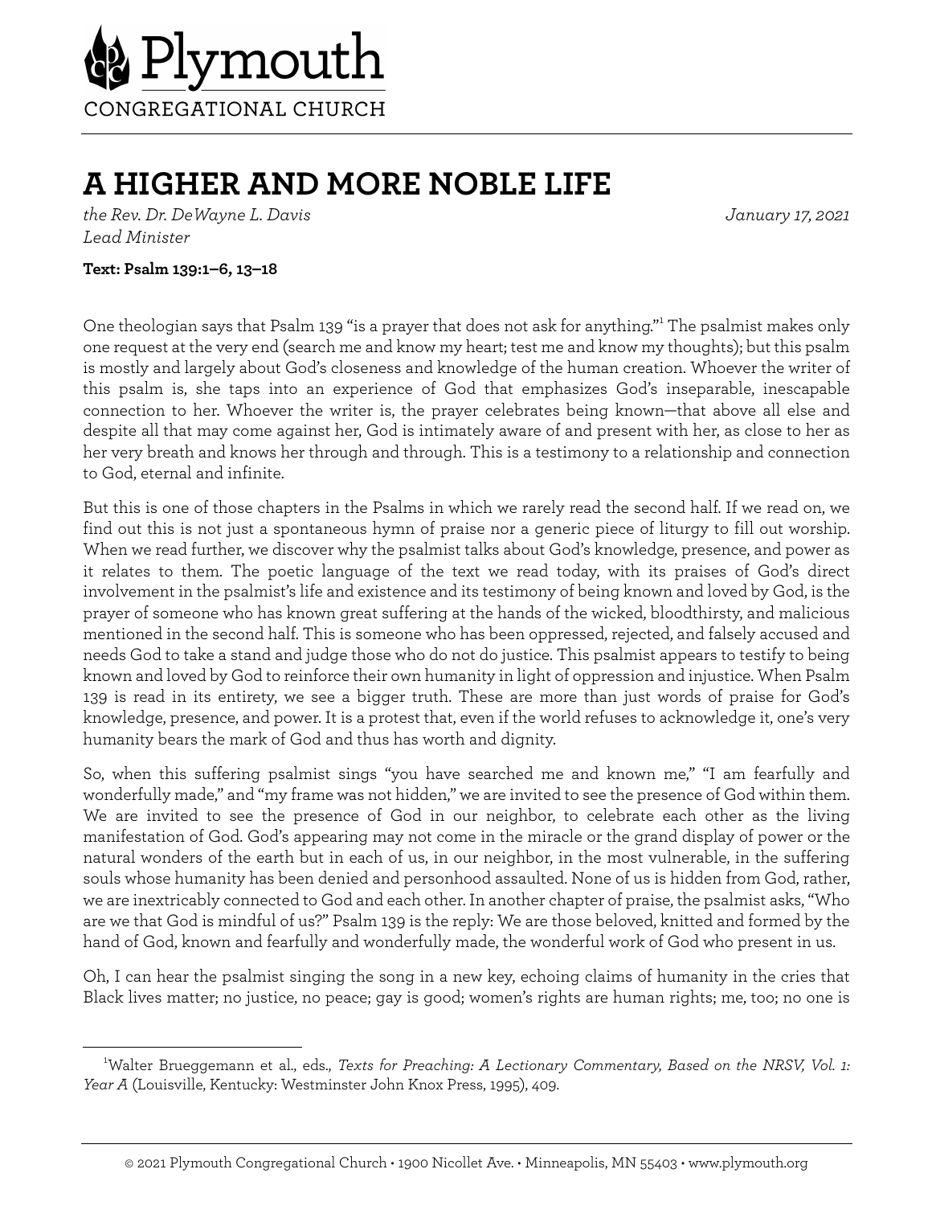Plymouth

CONGREGATIONAL CHURCH

# A HIGHER AND MORE NOBLE LIFE

*the Rev. Dr. DeWayne L. Davis* *January 17, 2021*
*Lead Minister*

**Text: Psalm 139:1–6, 13–18**

One theologian says that Psalm 139 "is a prayer that does not ask for anything."[1] The psalmist makes only one request at the very end (search me and know my heart; test me and know my thoughts); but this psalm is mostly and largely about God's closeness and knowledge of the human creation. Whoever the writer of this psalm is, she taps into an experience of God that emphasizes God's inseparable, inescapable connection to her. Whoever the writer is, the prayer celebrates being known—that above all else and despite all that may come against her, God is intimately aware of and present with her, as close to her as her very breath and knows her through and through. This is a testimony to a relationship and connection to God, eternal and infinite.

But this is one of those chapters in the Psalms in which we rarely read the second half. If we read on, we find out this is not just a spontaneous hymn of praise nor a generic piece of liturgy to fill out worship. When we read further, we discover why the psalmist talks about God's knowledge, presence, and power as it relates to them. The poetic language of the text we read today, with its praises of God's direct involvement in the psalmist's life and existence and its testimony of being known and loved by God, is the prayer of someone who has known great suffering at the hands of the wicked, bloodthirsty, and malicious mentioned in the second half. This is someone who has been oppressed, rejected, and falsely accused and needs God to take a stand and judge those who do not do justice. This psalmist appears to testify to being known and loved by God to reinforce their own humanity in light of oppression and injustice. When Psalm 139 is read in its entirety, we see a bigger truth. These are more than just words of praise for God's knowledge, presence, and power. It is a protest that, even if the world refuses to acknowledge it, one's very humanity bears the mark of God and thus has worth and dignity.

So, when this suffering psalmist sings "you have searched me and known me," "I am fearfully and wonderfully made," and "my frame was not hidden," we are invited to see the presence of God within them. We are invited to see the presence of God in our neighbor, to celebrate each other as the living manifestation of God. God's appearing may not come in the miracle or the grand display of power or the natural wonders of the earth but in each of us, in our neighbor, in the most vulnerable, in the suffering souls whose humanity has been denied and personhood assaulted. None of us is hidden from God, rather, we are inextricably connected to God and each other. In another chapter of praise, the psalmist asks, "Who are we that God is mindful of us?" Psalm 139 is the reply: We are those beloved, knitted and formed by the hand of God, known and fearfully and wonderfully made, the wonderful work of God who present in us.

Oh, I can hear the psalmist singing the song in a new key, echoing claims of humanity in the cries that Black lives matter; no justice, no peace; gay is good; women's rights are human rights; me, too; no one is

---

[1] Walter Brueggemann et al., eds., *Texts for Preaching: A Lectionary Commentary, Based on the NRSV, Vol. 1: Year A* (Louisville, Kentucky: Westminster John Knox Press, 1995), 409.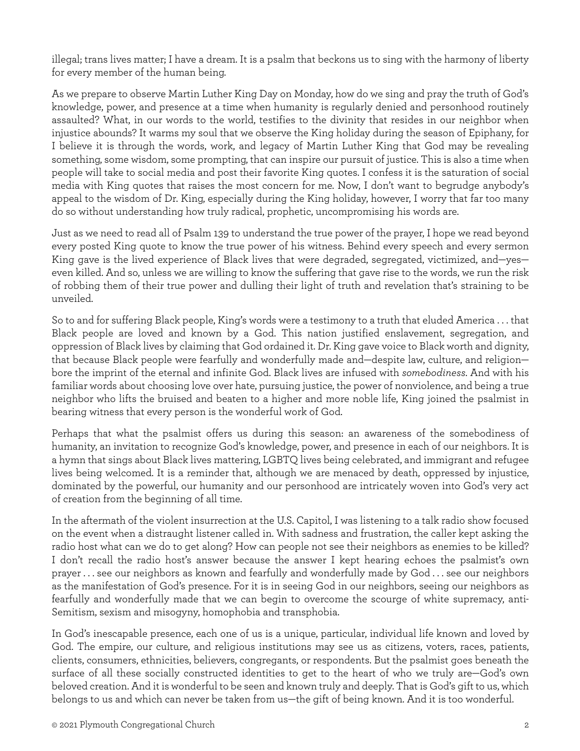illegal; trans lives matter; I have a dream. It is a psalm that beckons us to sing with the harmony of liberty for every member of the human being.

As we prepare to observe Martin Luther King Day on Monday, how do we sing and pray the truth of God's knowledge, power, and presence at a time when humanity is regularly denied and personhood routinely assaulted? What, in our words to the world, testifies to the divinity that resides in our neighbor when injustice abounds? It warms my soul that we observe the King holiday during the season of Epiphany, for I believe it is through the words, work, and legacy of Martin Luther King that God may be revealing something, some wisdom, some prompting, that can inspire our pursuit of justice. This is also a time when people will take to social media and post their favorite King quotes. I confess it is the saturation of social media with King quotes that raises the most concern for me. Now, I don't want to begrudge anybody's appeal to the wisdom of Dr. King, especially during the King holiday, however, I worry that far too many do so without understanding how truly radical, prophetic, uncompromising his words are.

Just as we need to read all of Psalm 139 to understand the true power of the prayer, I hope we read beyond every posted King quote to know the true power of his witness. Behind every speech and every sermon King gave is the lived experience of Black lives that were degraded, segregated, victimized, and—yes—even killed. And so, unless we are willing to know the suffering that gave rise to the words, we run the risk of robbing them of their true power and dulling their light of truth and revelation that's straining to be unveiled.

So to and for suffering Black people, King's words were a testimony to a truth that eluded America . . . that Black people are loved and known by a God. This nation justified enslavement, segregation, and oppression of Black lives by claiming that God ordained it. Dr. King gave voice to Black worth and dignity, that because Black people were fearfully and wonderfully made and—despite law, culture, and religion—bore the imprint of the eternal and infinite God. Black lives are infused with *somebodiness*. And with his familiar words about choosing love over hate, pursuing justice, the power of nonviolence, and being a true neighbor who lifts the bruised and beaten to a higher and more noble life, King joined the psalmist in bearing witness that every person is the wonderful work of God.

Perhaps that what the psalmist offers us during this season: an awareness of the somebodiness of humanity, an invitation to recognize God's knowledge, power, and presence in each of our neighbors. It is a hymn that sings about Black lives mattering, LGBTQ lives being celebrated, and immigrant and refugee lives being welcomed. It is a reminder that, although we are menaced by death, oppressed by injustice, dominated by the powerful, our humanity and our personhood are intricately woven into God's very act of creation from the beginning of all time.

In the aftermath of the violent insurrection at the U.S. Capitol, I was listening to a talk radio show focused on the event when a distraught listener called in. With sadness and frustration, the caller kept asking the radio host what can we do to get along? How can people not see their neighbors as enemies to be killed? I don't recall the radio host's answer because the answer I kept hearing echoes the psalmist's own prayer . . . see our neighbors as known and fearfully and wonderfully made by God . . . see our neighbors as the manifestation of God's presence. For it is in seeing God in our neighbors, seeing our neighbors as fearfully and wonderfully made that we can begin to overcome the scourge of white supremacy, anti-Semitism, sexism and misogyny, homophobia and transphobia.

In God's inescapable presence, each one of us is a unique, particular, individual life known and loved by God. The empire, our culture, and religious institutions may see us as citizens, voters, races, patients, clients, consumers, ethnicities, believers, congregants, or respondents. But the psalmist goes beneath the surface of all these socially constructed identities to get to the heart of who we truly are—God's own beloved creation. And it is wonderful to be seen and known truly and deeply. That is God's gift to us, which belongs to us and which can never be taken from us—the gift of being known. And it is too wonderful.

© 2021 Plymouth Congregational Church